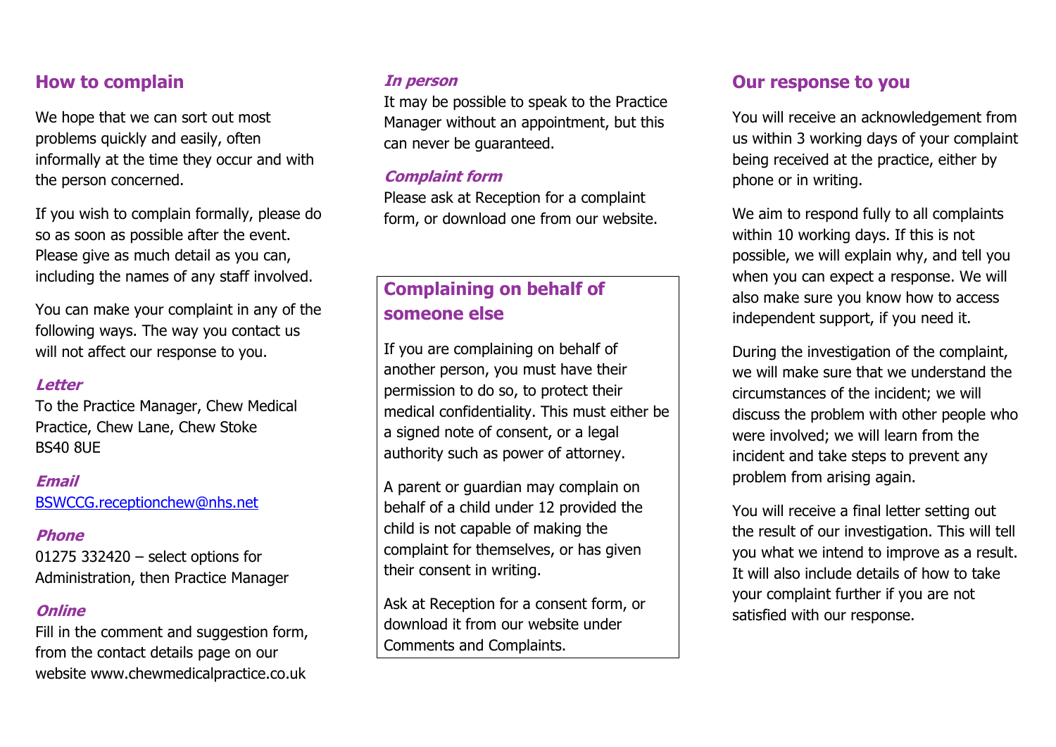## How to complain

We hope that we can sort out most problems quickly and easily, often informally at the time they occur and with the person concerned.

If you wish to complain formally, please do so as soon as possible after the event. Please give as much detail as you can, including the names of any staff involved.

You can make your complaint in any of the following ways. The way you contact us will not affect our response to you.

***Letter***

To the Practice Manager, Chew Medical Practice, Chew Lane, Chew Stoke
BS40 8UE

***Email***

BSWCCG.receptionchew@nhs.net

***Phone***

01275 332420 – select options for Administration, then Practice Manager

***Online***

Fill in the comment and suggestion form, from the contact details page on our website www.chewmedicalpractice.co.uk

***In person***

It may be possible to speak to the Practice Manager without an appointment, but this can never be guaranteed.

***Complaint form***

Please ask at Reception for a complaint form, or download one from our website.

## Complaining on behalf of someone else

If you are complaining on behalf of another person, you must have their permission to do so, to protect their medical confidentiality. This must either be a signed note of consent, or a legal authority such as power of attorney.

A parent or guardian may complain on behalf of a child under 12 provided the child is not capable of making the complaint for themselves, or has given their consent in writing.

Ask at Reception for a consent form, or download it from our website under Comments and Complaints.

## Our response to you

You will receive an acknowledgement from us within 3 working days of your complaint being received at the practice, either by phone or in writing.

We aim to respond fully to all complaints within 10 working days. If this is not possible, we will explain why, and tell you when you can expect a response. We will also make sure you know how to access independent support, if you need it.

During the investigation of the complaint, we will make sure that we understand the circumstances of the incident; we will discuss the problem with other people who were involved; we will learn from the incident and take steps to prevent any problem from arising again.

You will receive a final letter setting out the result of our investigation. This will tell you what we intend to improve as a result. It will also include details of how to take your complaint further if you are not satisfied with our response.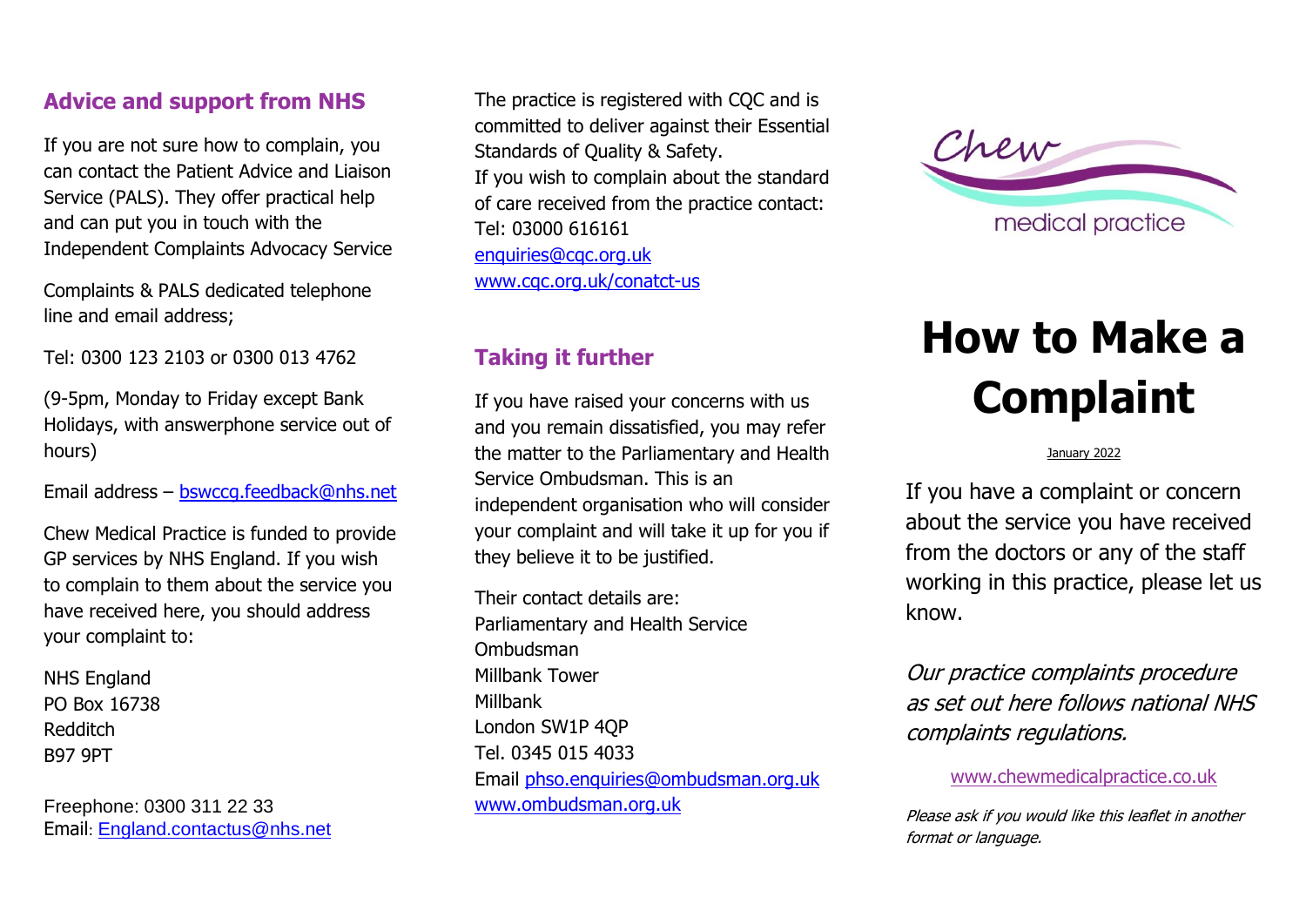## Advice and support from NHS

If you are not sure how to complain, you can contact the Patient Advice and Liaison Service (PALS). They offer practical help and can put you in touch with the Independent Complaints Advocacy Service

Complaints & PALS dedicated telephone line and email address;

Tel: 0300 123 2103 or 0300 013 4762

(9-5pm, Monday to Friday except Bank Holidays, with answerphone service out of hours)

Email address – bswccg.feedback@nhs.net

Chew Medical Practice is funded to provide GP services by NHS England. If you wish to complain to them about the service you have received here, you should address your complaint to:

NHS England
PO Box 16738
Redditch
B97 9PT

Freephone: 0300 311 22 33
Email: England.contactus@nhs.net

The practice is registered with CQC and is committed to deliver against their Essential Standards of Quality & Safety.
If you wish to complain about the standard of care received from the practice contact:
Tel: 03000 616161
enquiries@cqc.org.uk
www.cqc.org.uk/conatct-us

## Taking it further

If you have raised your concerns with us and you remain dissatisfied, you may refer the matter to the Parliamentary and Health Service Ombudsman. This is an independent organisation who will consider your complaint and will take it up for you if they believe it to be justified.

Their contact details are:
Parliamentary and Health Service Ombudsman
Millbank Tower
Millbank
London SW1P 4QP
Tel. 0345 015 4033
Email phso.enquiries@ombudsman.org.uk
www.ombudsman.org.uk

Chew medical practice

# How to Make a Complaint

January 2022

If you have a complaint or concern about the service you have received from the doctors or any of the staff working in this practice, please let us know.

*Our practice complaints procedure as set out here follows national NHS complaints regulations.*

www.chewmedicalpractice.co.uk

*Please ask if you would like this leaflet in another format or language.*